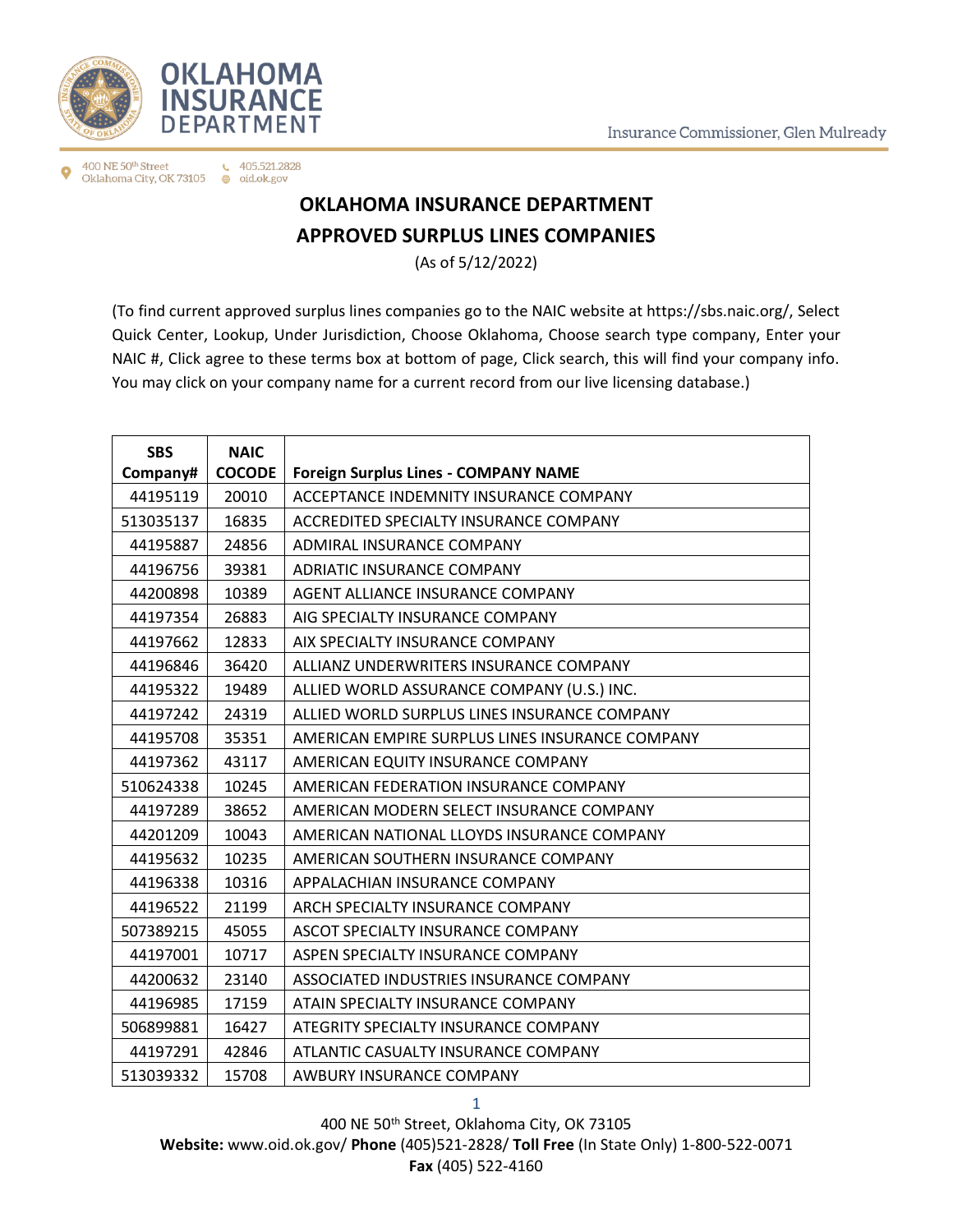# OKLAHOMA INSURANCE DEPARTMENT

## APPROVED SURPLUS LINES COMPANIES

(As of 5/12/2022)

(To find current approved surplus lines companies go to the NAIC website at https://sbs.naic.org/, Select Quick Center, Lookup, Under Jurisdiction, Choose Oklahoma, Choose search type company, Enter your NAIC #, Click agree to these terms box at bottom of page, Click search, this will find your company info. You may click on your company name for a current record from our live licensing database.)

| SBS Company# | NAIC COCODE | Foreign Surplus Lines - COMPANY NAME |
|---|---|---|
| 44195119 | 20010 | ACCEPTANCE INDEMNITY INSURANCE COMPANY |
| 513035137 | 16835 | ACCREDITED SPECIALTY INSURANCE COMPANY |
| 44195887 | 24856 | ADMIRAL INSURANCE COMPANY |
| 44196756 | 39381 | ADRIATIC INSURANCE COMPANY |
| 44200898 | 10389 | AGENT ALLIANCE INSURANCE COMPANY |
| 44197354 | 26883 | AIG SPECIALTY INSURANCE COMPANY |
| 44197662 | 12833 | AIX SPECIALTY INSURANCE COMPANY |
| 44196846 | 36420 | ALLIANZ UNDERWRITERS INSURANCE COMPANY |
| 44195322 | 19489 | ALLIED WORLD ASSURANCE COMPANY (U.S.) INC. |
| 44197242 | 24319 | ALLIED WORLD SURPLUS LINES INSURANCE COMPANY |
| 44195708 | 35351 | AMERICAN EMPIRE SURPLUS LINES INSURANCE COMPANY |
| 44197362 | 43117 | AMERICAN EQUITY INSURANCE COMPANY |
| 510624338 | 10245 | AMERICAN FEDERATION INSURANCE COMPANY |
| 44197289 | 38652 | AMERICAN MODERN SELECT INSURANCE COMPANY |
| 44201209 | 10043 | AMERICAN NATIONAL LLOYDS INSURANCE COMPANY |
| 44195632 | 10235 | AMERICAN SOUTHERN INSURANCE COMPANY |
| 44196338 | 10316 | APPALACHIAN INSURANCE COMPANY |
| 44196522 | 21199 | ARCH SPECIALTY INSURANCE COMPANY |
| 507389215 | 45055 | ASCOT SPECIALTY INSURANCE COMPANY |
| 44197001 | 10717 | ASPEN SPECIALTY INSURANCE COMPANY |
| 44200632 | 23140 | ASSOCIATED INDUSTRIES INSURANCE COMPANY |
| 44196985 | 17159 | ATAIN SPECIALTY INSURANCE COMPANY |
| 506899881 | 16427 | ATEGRITY SPECIALTY INSURANCE COMPANY |
| 44197291 | 42846 | ATLANTIC CASUALTY INSURANCE COMPANY |
| 513039332 | 15708 | AWBURY INSURANCE COMPANY |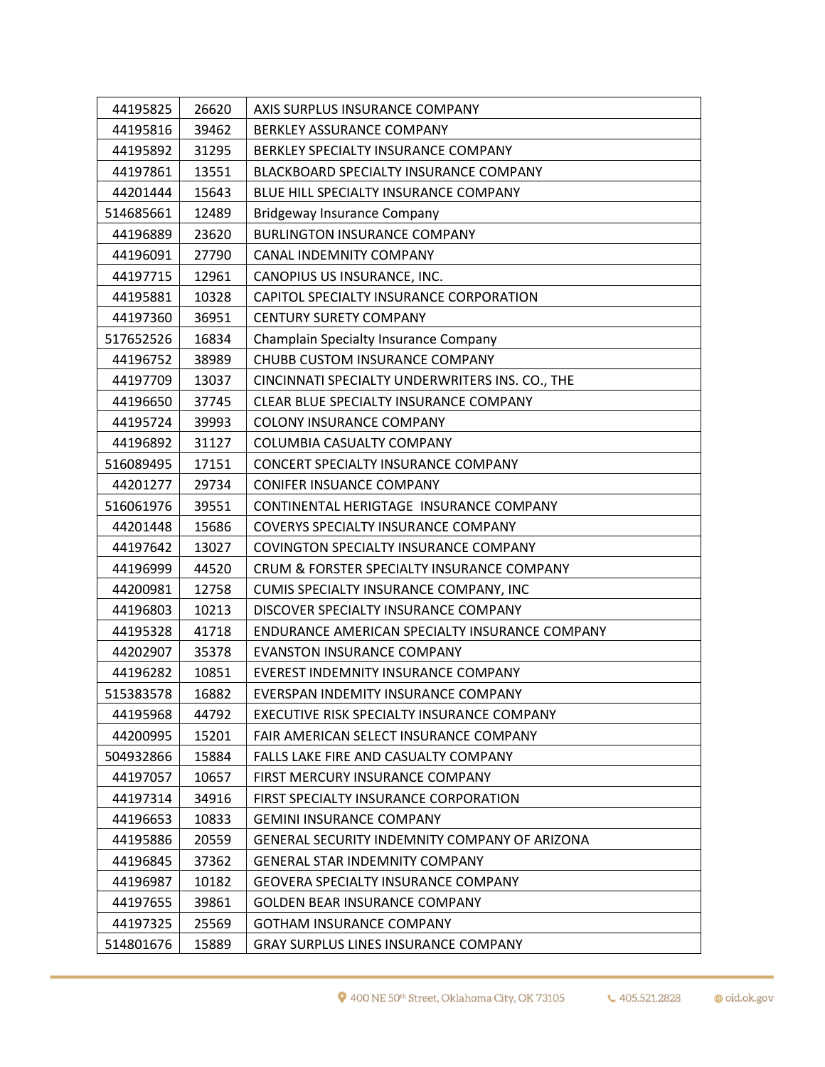| | | |
|---|---|---|
| 44195825 | 26620 | AXIS SURPLUS INSURANCE COMPANY |
| 44195816 | 39462 | BERKLEY ASSURANCE COMPANY |
| 44195892 | 31295 | BERKLEY SPECIALTY INSURANCE COMPANY |
| 44197861 | 13551 | BLACKBOARD SPECIALTY INSURANCE COMPANY |
| 44201444 | 15643 | BLUE HILL SPECIALTY INSURANCE COMPANY |
| 514685661 | 12489 | Bridgeway Insurance Company |
| 44196889 | 23620 | BURLINGTON INSURANCE COMPANY |
| 44196091 | 27790 | CANAL INDEMNITY COMPANY |
| 44197715 | 12961 | CANOPIUS US INSURANCE, INC. |
| 44195881 | 10328 | CAPITOL SPECIALTY INSURANCE CORPORATION |
| 44197360 | 36951 | CENTURY SURETY COMPANY |
| 517652526 | 16834 | Champlain Specialty Insurance Company |
| 44196752 | 38989 | CHUBB CUSTOM INSURANCE COMPANY |
| 44197709 | 13037 | CINCINNATI SPECIALTY UNDERWRITERS INS. CO., THE |
| 44196650 | 37745 | CLEAR BLUE SPECIALTY INSURANCE COMPANY |
| 44195724 | 39993 | COLONY INSURANCE COMPANY |
| 44196892 | 31127 | COLUMBIA CASUALTY COMPANY |
| 516089495 | 17151 | CONCERT SPECIALTY INSURANCE COMPANY |
| 44201277 | 29734 | CONIFER INSUANCE COMPANY |
| 516061976 | 39551 | CONTINENTAL HERIGTAGE INSURANCE COMPANY |
| 44201448 | 15686 | COVERYS SPECIALTY INSURANCE COMPANY |
| 44197642 | 13027 | COVINGTON SPECIALTY INSURANCE COMPANY |
| 44196999 | 44520 | CRUM & FORSTER SPECIALTY INSURANCE COMPANY |
| 44200981 | 12758 | CUMIS SPECIALTY INSURANCE COMPANY, INC |
| 44196803 | 10213 | DISCOVER SPECIALTY INSURANCE COMPANY |
| 44195328 | 41718 | ENDURANCE AMERICAN SPECIALTY INSURANCE COMPANY |
| 44202907 | 35378 | EVANSTON INSURANCE COMPANY |
| 44196282 | 10851 | EVEREST INDEMNITY INSURANCE COMPANY |
| 515383578 | 16882 | EVERSPAN INDEMITY INSURANCE COMPANY |
| 44195968 | 44792 | EXECUTIVE RISK SPECIALTY INSURANCE COMPANY |
| 44200995 | 15201 | FAIR AMERICAN SELECT INSURANCE COMPANY |
| 504932866 | 15884 | FALLS LAKE FIRE AND CASUALTY COMPANY |
| 44197057 | 10657 | FIRST MERCURY INSURANCE COMPANY |
| 44197314 | 34916 | FIRST SPECIALTY INSURANCE CORPORATION |
| 44196653 | 10833 | GEMINI INSURANCE COMPANY |
| 44195886 | 20559 | GENERAL SECURITY INDEMNITY COMPANY OF ARIZONA |
| 44196845 | 37362 | GENERAL STAR INDEMNITY COMPANY |
| 44196987 | 10182 | GEOVERA SPECIALTY INSURANCE COMPANY |
| 44197655 | 39861 | GOLDEN BEAR INSURANCE COMPANY |
| 44197325 | 25569 | GOTHAM INSURANCE COMPANY |
| 514801676 | 15889 | GRAY SURPLUS LINES INSURANCE COMPANY |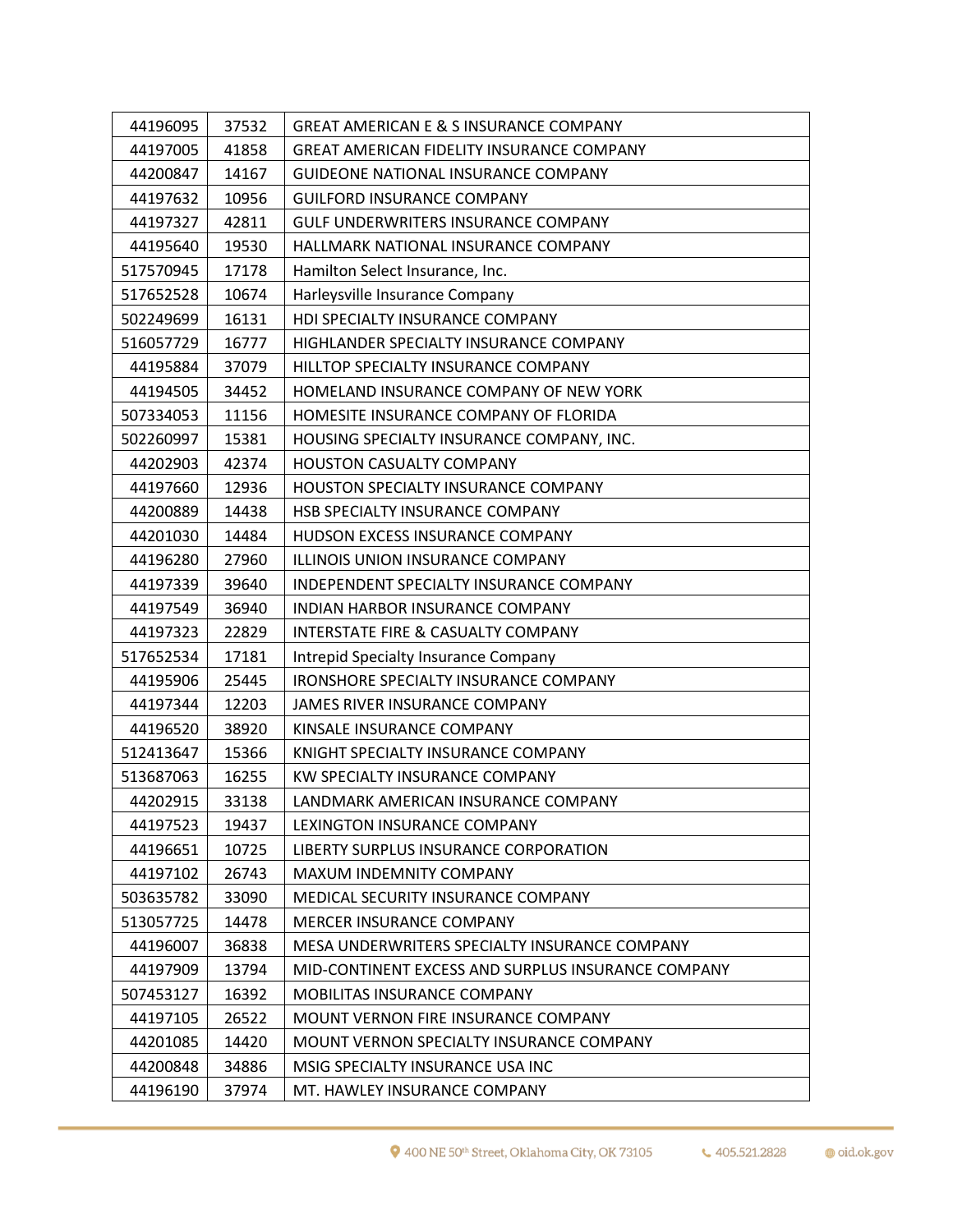| | | |
|---|---|---|
| 44196095 | 37532 | GREAT AMERICAN E & S INSURANCE COMPANY |
| 44197005 | 41858 | GREAT AMERICAN FIDELITY INSURANCE COMPANY |
| 44200847 | 14167 | GUIDEONE NATIONAL INSURANCE COMPANY |
| 44197632 | 10956 | GUILFORD INSURANCE COMPANY |
| 44197327 | 42811 | GULF UNDERWRITERS INSURANCE COMPANY |
| 44195640 | 19530 | HALLMARK NATIONAL INSURANCE COMPANY |
| 517570945 | 17178 | Hamilton Select Insurance, Inc. |
| 517652528 | 10674 | Harleysville Insurance Company |
| 502249699 | 16131 | HDI SPECIALTY INSURANCE COMPANY |
| 516057729 | 16777 | HIGHLANDER SPECIALTY INSURANCE COMPANY |
| 44195884 | 37079 | HILLTOP SPECIALTY INSURANCE COMPANY |
| 44194505 | 34452 | HOMELAND INSURANCE COMPANY OF NEW YORK |
| 507334053 | 11156 | HOMESITE INSURANCE COMPANY OF FLORIDA |
| 502260997 | 15381 | HOUSING SPECIALTY INSURANCE COMPANY, INC. |
| 44202903 | 42374 | HOUSTON CASUALTY COMPANY |
| 44197660 | 12936 | HOUSTON SPECIALTY INSURANCE COMPANY |
| 44200889 | 14438 | HSB SPECIALTY INSURANCE COMPANY |
| 44201030 | 14484 | HUDSON EXCESS INSURANCE COMPANY |
| 44196280 | 27960 | ILLINOIS UNION INSURANCE COMPANY |
| 44197339 | 39640 | INDEPENDENT SPECIALTY INSURANCE COMPANY |
| 44197549 | 36940 | INDIAN HARBOR INSURANCE COMPANY |
| 44197323 | 22829 | INTERSTATE FIRE & CASUALTY COMPANY |
| 517652534 | 17181 | Intrepid Specialty Insurance Company |
| 44195906 | 25445 | IRONSHORE SPECIALTY INSURANCE COMPANY |
| 44197344 | 12203 | JAMES RIVER INSURANCE COMPANY |
| 44196520 | 38920 | KINSALE INSURANCE COMPANY |
| 512413647 | 15366 | KNIGHT SPECIALTY INSURANCE COMPANY |
| 513687063 | 16255 | KW SPECIALTY INSURANCE COMPANY |
| 44202915 | 33138 | LANDMARK AMERICAN INSURANCE COMPANY |
| 44197523 | 19437 | LEXINGTON INSURANCE COMPANY |
| 44196651 | 10725 | LIBERTY SURPLUS INSURANCE CORPORATION |
| 44197102 | 26743 | MAXUM INDEMNITY COMPANY |
| 503635782 | 33090 | MEDICAL SECURITY INSURANCE COMPANY |
| 513057725 | 14478 | MERCER INSURANCE COMPANY |
| 44196007 | 36838 | MESA UNDERWRITERS SPECIALTY INSURANCE COMPANY |
| 44197909 | 13794 | MID-CONTINENT EXCESS AND SURPLUS INSURANCE COMPANY |
| 507453127 | 16392 | MOBILITAS INSURANCE COMPANY |
| 44197105 | 26522 | MOUNT VERNON FIRE INSURANCE COMPANY |
| 44201085 | 14420 | MOUNT VERNON SPECIALTY INSURANCE COMPANY |
| 44200848 | 34886 | MSIG SPECIALTY INSURANCE USA INC |
| 44196190 | 37974 | MT. HAWLEY INSURANCE COMPANY |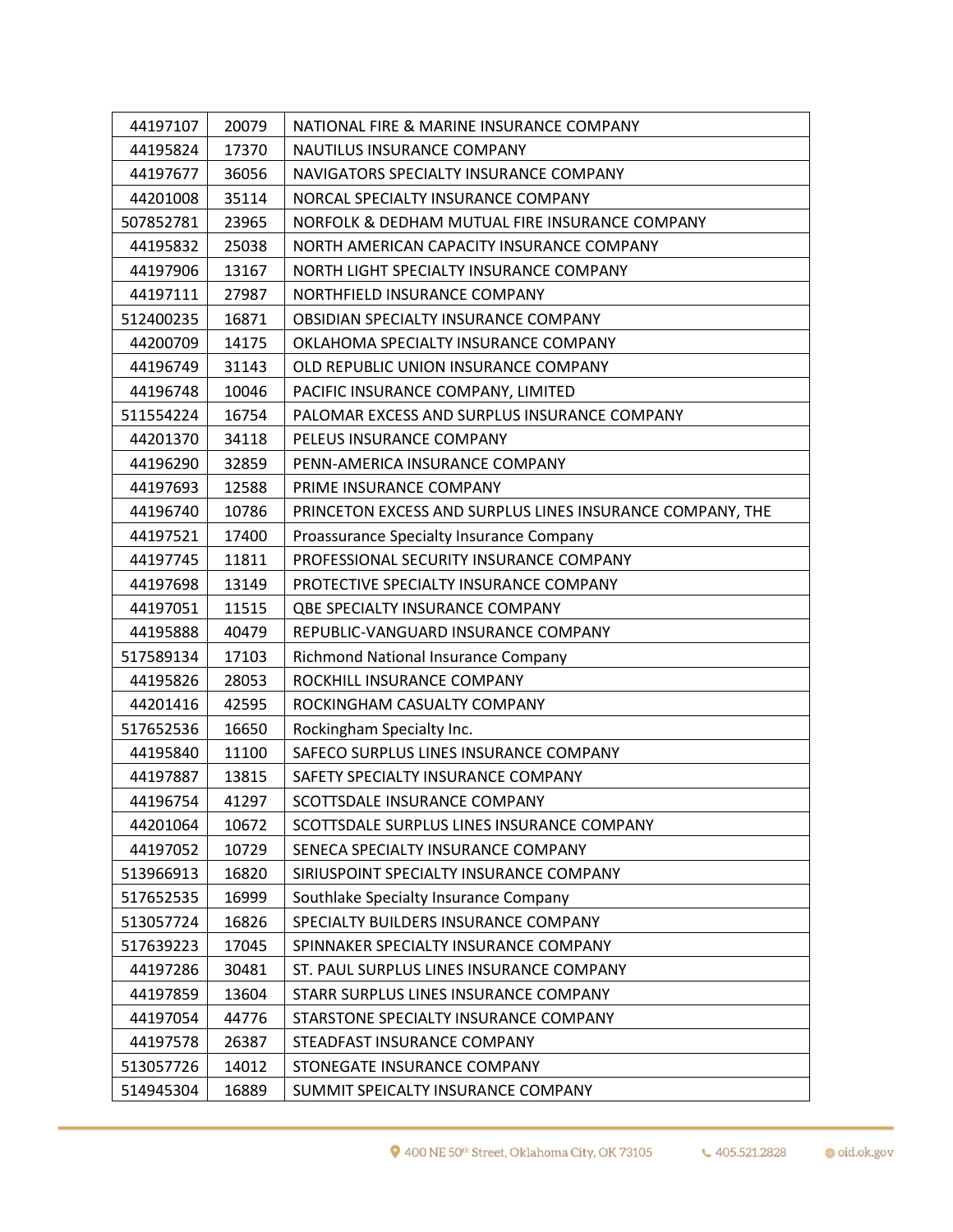| | | |
|---|---|---|
| 44197107 | 20079 | NATIONAL FIRE & MARINE INSURANCE COMPANY |
| 44195824 | 17370 | NAUTILUS INSURANCE COMPANY |
| 44197677 | 36056 | NAVIGATORS SPECIALTY INSURANCE COMPANY |
| 44201008 | 35114 | NORCAL SPECIALTY INSURANCE COMPANY |
| 507852781 | 23965 | NORFOLK & DEDHAM MUTUAL FIRE INSURANCE COMPANY |
| 44195832 | 25038 | NORTH AMERICAN CAPACITY INSURANCE COMPANY |
| 44197906 | 13167 | NORTH LIGHT SPECIALTY INSURANCE COMPANY |
| 44197111 | 27987 | NORTHFIELD INSURANCE COMPANY |
| 512400235 | 16871 | OBSIDIAN SPECIALTY INSURANCE COMPANY |
| 44200709 | 14175 | OKLAHOMA SPECIALTY INSURANCE COMPANY |
| 44196749 | 31143 | OLD REPUBLIC UNION INSURANCE COMPANY |
| 44196748 | 10046 | PACIFIC INSURANCE COMPANY, LIMITED |
| 511554224 | 16754 | PALOMAR EXCESS AND SURPLUS INSURANCE COMPANY |
| 44201370 | 34118 | PELEUS INSURANCE COMPANY |
| 44196290 | 32859 | PENN-AMERICA INSURANCE COMPANY |
| 44197693 | 12588 | PRIME INSURANCE COMPANY |
| 44196740 | 10786 | PRINCETON EXCESS AND SURPLUS LINES INSURANCE COMPANY, THE |
| 44197521 | 17400 | Proassurance Specialty Insurance Company |
| 44197745 | 11811 | PROFESSIONAL SECURITY INSURANCE COMPANY |
| 44197698 | 13149 | PROTECTIVE SPECIALTY INSURANCE COMPANY |
| 44197051 | 11515 | QBE SPECIALTY INSURANCE COMPANY |
| 44195888 | 40479 | REPUBLIC-VANGUARD INSURANCE COMPANY |
| 517589134 | 17103 | Richmond National Insurance Company |
| 44195826 | 28053 | ROCKHILL INSURANCE COMPANY |
| 44201416 | 42595 | ROCKINGHAM CASUALTY COMPANY |
| 517652536 | 16650 | Rockingham Specialty Inc. |
| 44195840 | 11100 | SAFECO SURPLUS LINES INSURANCE COMPANY |
| 44197887 | 13815 | SAFETY SPECIALTY INSURANCE COMPANY |
| 44196754 | 41297 | SCOTTSDALE INSURANCE COMPANY |
| 44201064 | 10672 | SCOTTSDALE SURPLUS LINES INSURANCE COMPANY |
| 44197052 | 10729 | SENECA SPECIALTY INSURANCE COMPANY |
| 513966913 | 16820 | SIRIUSPOINT SPECIALTY INSURANCE COMPANY |
| 517652535 | 16999 | Southlake Specialty Insurance Company |
| 513057724 | 16826 | SPECIALTY BUILDERS INSURANCE COMPANY |
| 517639223 | 17045 | SPINNAKER SPECIALTY INSURANCE COMPANY |
| 44197286 | 30481 | ST. PAUL SURPLUS LINES INSURANCE COMPANY |
| 44197859 | 13604 | STARR SURPLUS LINES INSURANCE COMPANY |
| 44197054 | 44776 | STARSTONE SPECIALTY INSURANCE COMPANY |
| 44197578 | 26387 | STEADFAST INSURANCE COMPANY |
| 513057726 | 14012 | STONEGATE INSURANCE COMPANY |
| 514945304 | 16889 | SUMMIT SPEICALTY INSURANCE COMPANY |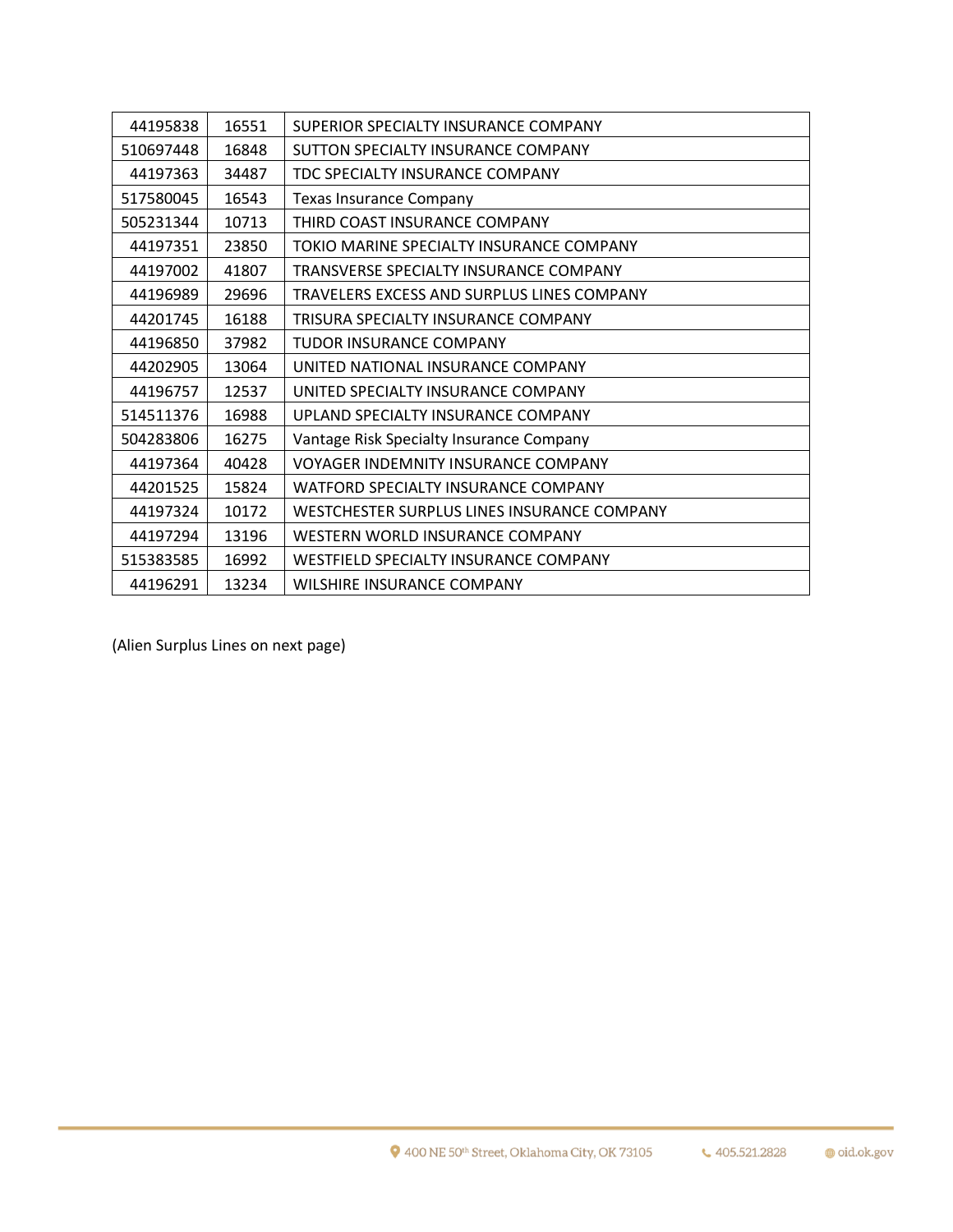| | | |
|---|---|---|
| 44195838 | 16551 | SUPERIOR SPECIALTY INSURANCE COMPANY |
| 510697448 | 16848 | SUTTON SPECIALTY INSURANCE COMPANY |
| 44197363 | 34487 | TDC SPECIALTY INSURANCE COMPANY |
| 517580045 | 16543 | Texas Insurance Company |
| 505231344 | 10713 | THIRD COAST INSURANCE COMPANY |
| 44197351 | 23850 | TOKIO MARINE SPECIALTY INSURANCE COMPANY |
| 44197002 | 41807 | TRANSVERSE SPECIALTY INSURANCE COMPANY |
| 44196989 | 29696 | TRAVELERS EXCESS AND SURPLUS LINES COMPANY |
| 44201745 | 16188 | TRISURA SPECIALTY INSURANCE COMPANY |
| 44196850 | 37982 | TUDOR INSURANCE COMPANY |
| 44202905 | 13064 | UNITED NATIONAL INSURANCE COMPANY |
| 44196757 | 12537 | UNITED SPECIALTY INSURANCE COMPANY |
| 514511376 | 16988 | UPLAND SPECIALTY INSURANCE COMPANY |
| 504283806 | 16275 | Vantage Risk Specialty Insurance Company |
| 44197364 | 40428 | VOYAGER INDEMNITY INSURANCE COMPANY |
| 44201525 | 15824 | WATFORD SPECIALTY INSURANCE COMPANY |
| 44197324 | 10172 | WESTCHESTER SURPLUS LINES INSURANCE COMPANY |
| 44197294 | 13196 | WESTERN WORLD INSURANCE COMPANY |
| 515383585 | 16992 | WESTFIELD SPECIALTY INSURANCE COMPANY |
| 44196291 | 13234 | WILSHIRE INSURANCE COMPANY |

(Alien Surplus Lines on next page)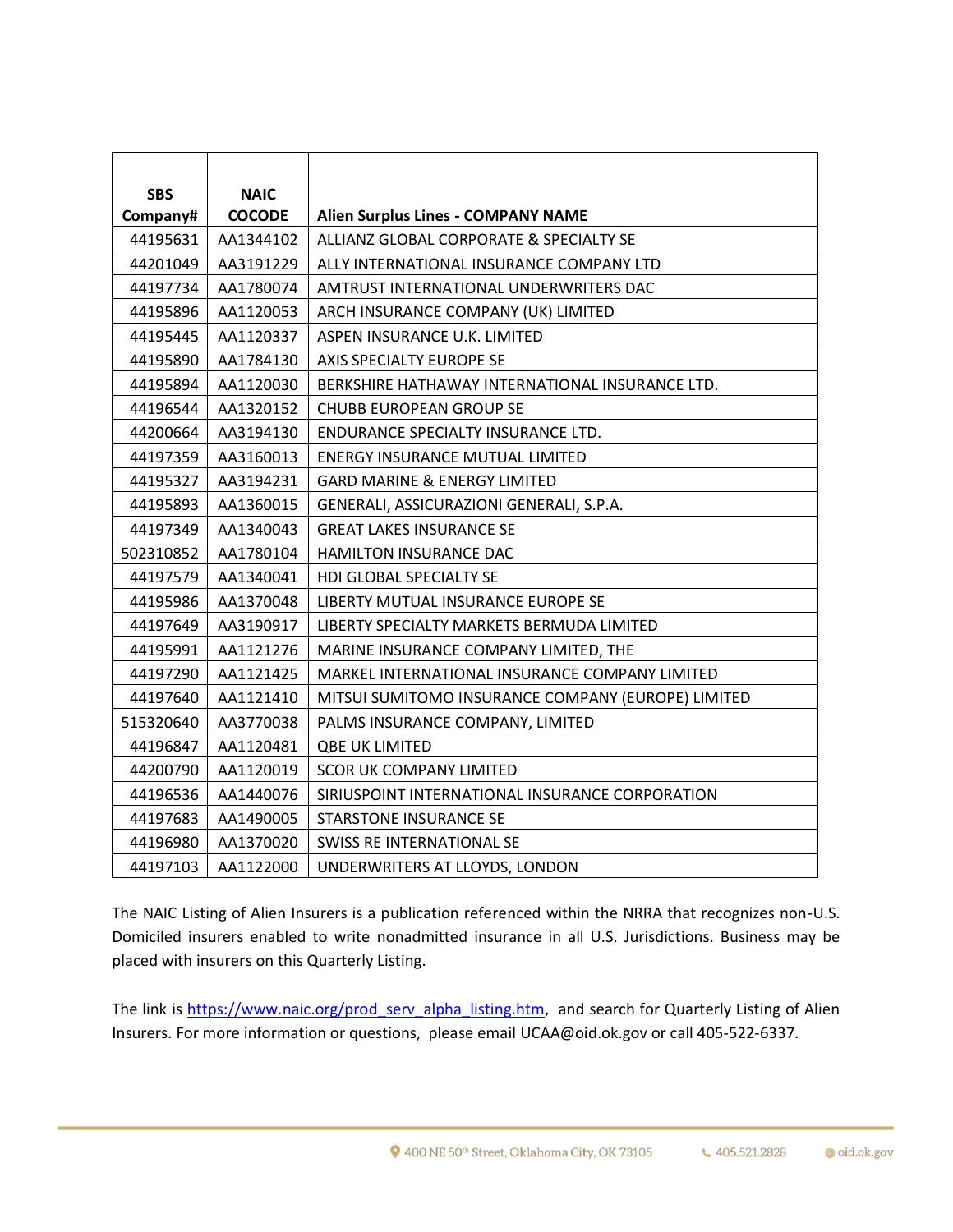| SBS Company# | NAIC COCODE | Alien Surplus Lines - COMPANY NAME |
|---|---|---|
| 44195631 | AA1344102 | ALLIANZ GLOBAL CORPORATE & SPECIALTY SE |
| 44201049 | AA3191229 | ALLY INTERNATIONAL INSURANCE COMPANY LTD |
| 44197734 | AA1780074 | AMTRUST INTERNATIONAL UNDERWRITERS DAC |
| 44195896 | AA1120053 | ARCH INSURANCE COMPANY (UK) LIMITED |
| 44195445 | AA1120337 | ASPEN INSURANCE U.K. LIMITED |
| 44195890 | AA1784130 | AXIS SPECIALTY EUROPE SE |
| 44195894 | AA1120030 | BERKSHIRE HATHAWAY INTERNATIONAL INSURANCE LTD. |
| 44196544 | AA1320152 | CHUBB EUROPEAN GROUP SE |
| 44200664 | AA3194130 | ENDURANCE SPECIALTY INSURANCE LTD. |
| 44197359 | AA3160013 | ENERGY INSURANCE MUTUAL LIMITED |
| 44195327 | AA3194231 | GARD MARINE & ENERGY LIMITED |
| 44195893 | AA1360015 | GENERALI, ASSICURAZIONI GENERALI, S.P.A. |
| 44197349 | AA1340043 | GREAT LAKES INSURANCE SE |
| 502310852 | AA1780104 | HAMILTON INSURANCE DAC |
| 44197579 | AA1340041 | HDI GLOBAL SPECIALTY SE |
| 44195986 | AA1370048 | LIBERTY MUTUAL INSURANCE EUROPE SE |
| 44197649 | AA3190917 | LIBERTY SPECIALTY MARKETS BERMUDA LIMITED |
| 44195991 | AA1121276 | MARINE INSURANCE COMPANY LIMITED, THE |
| 44197290 | AA1121425 | MARKEL INTERNATIONAL INSURANCE COMPANY LIMITED |
| 44197640 | AA1121410 | MITSUI SUMITOMO INSURANCE COMPANY (EUROPE) LIMITED |
| 515320640 | AA3770038 | PALMS INSURANCE COMPANY, LIMITED |
| 44196847 | AA1120481 | QBE UK LIMITED |
| 44200790 | AA1120019 | SCOR UK COMPANY LIMITED |
| 44196536 | AA1440076 | SIRIUSPOINT INTERNATIONAL INSURANCE CORPORATION |
| 44197683 | AA1490005 | STARSTONE INSURANCE SE |
| 44196980 | AA1370020 | SWISS RE INTERNATIONAL SE |
| 44197103 | AA1122000 | UNDERWRITERS AT LLOYDS, LONDON |

The NAIC Listing of Alien Insurers is a publication referenced within the NRRA that recognizes non-U.S. Domiciled insurers enabled to write nonadmitted insurance in all U.S. Jurisdictions. Business may be placed with insurers on this Quarterly Listing.

The link is https://www.naic.org/prod_serv_alpha_listing.htm, and search for Quarterly Listing of Alien Insurers. For more information or questions, please email UCAA@oid.ok.gov or call 405-522-6337.